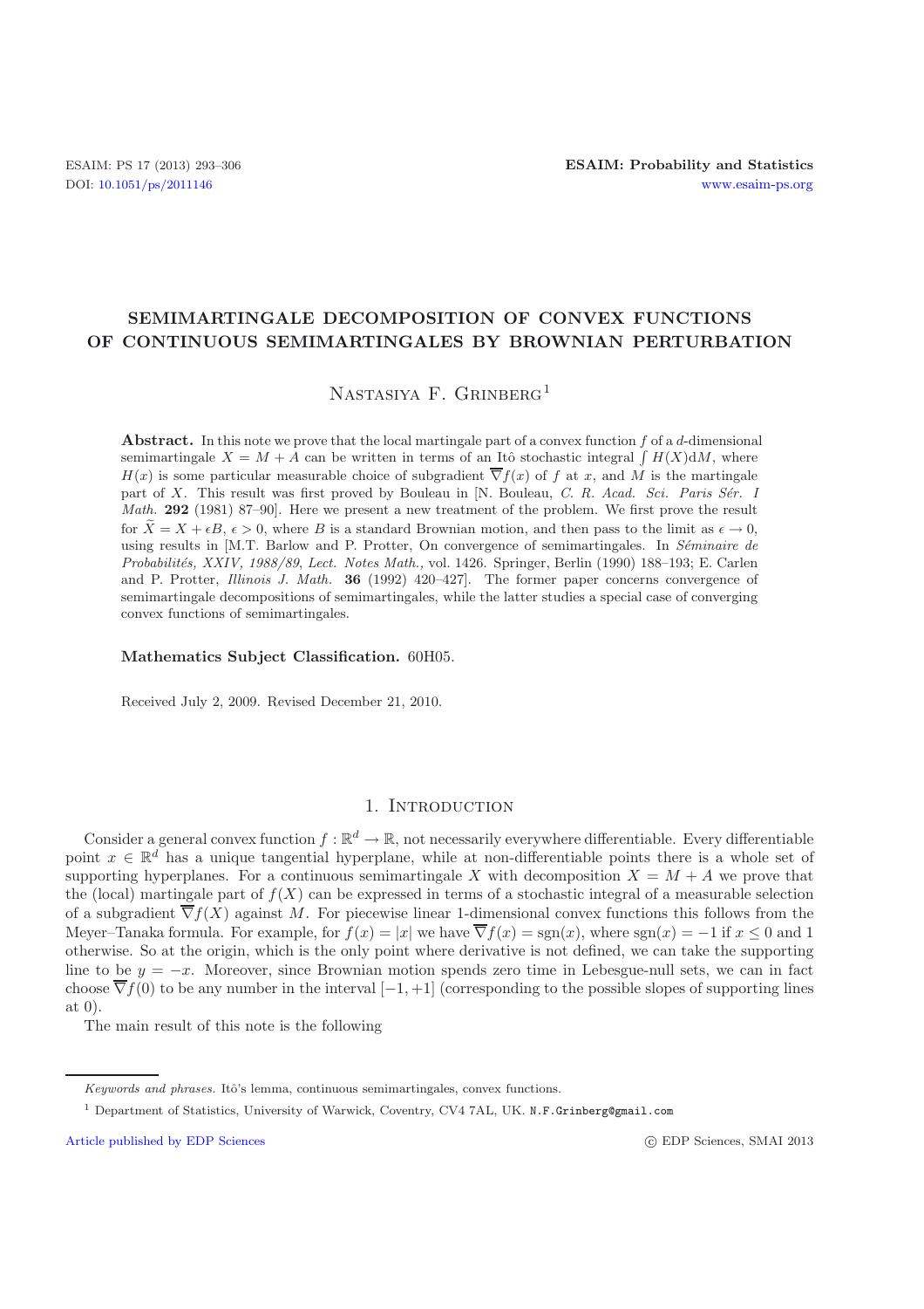# SEMIMARTINGALE DECOMPOSITION OF CONVEX FUNCTIONS OF CONTINUOUS SEMIMARTINGALES BY BROWNIAN PERTURBATION

Nastasiya F. Grinberg[1]

**Abstract.** In this note we prove that the local martingale part of a convex function $f$ of a $d$-dimensional semimartingale $X = M + A$ can be written in terms of an Itô stochastic integral $\int H(X)\mathrm{d}M$, where $H(x)$ is some particular measurable choice of subgradient $\overline{\nabla} f(x)$ of $f$ at $x$, and $M$ is the martingale part of $X$. This result was first proved by Bouleau in [N. Bouleau, *C. R. Acad. Sci. Paris Sér. I Math.* **292** (1981) 87–90]. Here we present a new treatment of the problem. We first prove the result for $\widetilde{X} = X + \epsilon B$, $\epsilon > 0$, where $B$ is a standard Brownian motion, and then pass to the limit as $\epsilon \to 0$, using results in [M.T. Barlow and P. Protter, On convergence of semimartingales. In *Séminaire de Probabilités, XXIV, 1988/89*, *Lect. Notes Math.*, vol. 1426. Springer, Berlin (1990) 188–193; E. Carlen and P. Protter, *Illinois J. Math.* **36** (1992) 420–427]. The former paper concerns convergence of semimartingale decompositions of semimartingales, while the latter studies a special case of converging convex functions of semimartingales.

**Mathematics Subject Classification.** 60H05.

Received July 2, 2009. Revised December 21, 2010.

## 1. Introduction

Consider a general convex function $f : \mathbb{R}^d \to \mathbb{R}$, not necessarily everywhere differentiable. Every differentiable point $x \in \mathbb{R}^d$ has a unique tangential hyperplane, while at non-differentiable points there is a whole set of supporting hyperplanes. For a continuous semimartingale $X$ with decomposition $X = M + A$ we prove that the (local) martingale part of $f(X)$ can be expressed in terms of a stochastic integral of a measurable selection of a subgradient $\overline{\nabla} f(X)$ against $M$. For piecewise linear 1-dimensional convex functions this follows from the Meyer–Tanaka formula. For example, for $f(x) = |x|$ we have $\overline{\nabla} f(x) = \mathrm{sgn}(x)$, where $\mathrm{sgn}(x) = -1$ if $x \leq 0$ and 1 otherwise. So at the origin, which is the only point where derivative is not defined, we can take the supporting line to be $y = -x$. Moreover, since Brownian motion spends zero time in Lebesgue-null sets, we can in fact choose $\overline{\nabla} f(0)$ to be any number in the interval $[-1, +1]$ (corresponding to the possible slopes of supporting lines at 0).

The main result of this note is the following

---

*Keywords and phrases.* Itô's lemma, continuous semimartingales, convex functions.

[1] Department of Statistics, University of Warwick, Coventry, CV4 7AL, UK. N.F.Grinberg@gmail.com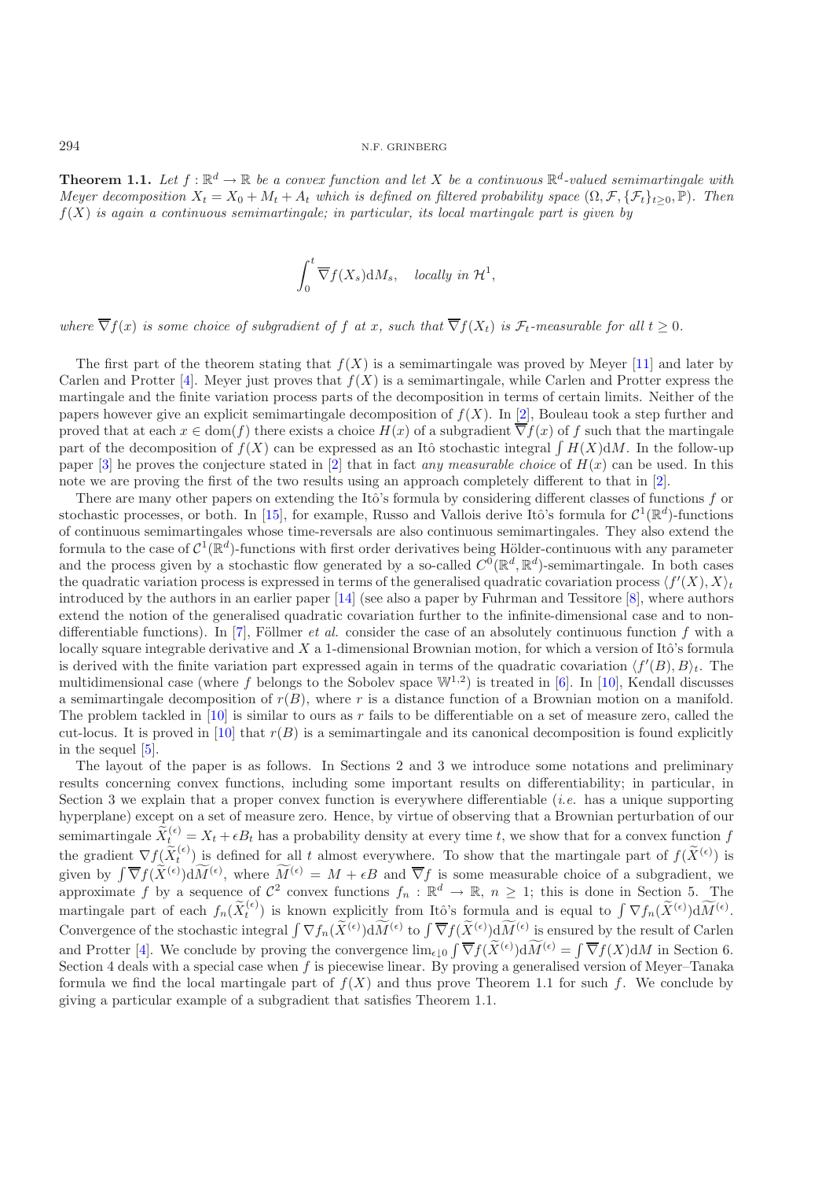**Theorem 1.1.** *Let $f : \mathbb{R}^d \to \mathbb{R}$ be a convex function and let $X$ be a continuous $\mathbb{R}^d$-valued semimartingale with Meyer decomposition $X_t = X_0 + M_t + A_t$ which is defined on filtered probability space $(\Omega, \mathcal{F}, \{\mathcal{F}_t\}_{t\geq 0}, \mathbb{P})$. Then $f(X)$ is again a continuous semimartingale; in particular, its local martingale part is given by*

$$\int_0^t \overline{\nabla} f(X_s) \mathrm{d}M_s, \quad \textit{locally in } \mathcal{H}^1,$$

*where $\overline{\nabla} f(x)$ is some choice of subgradient of $f$ at $x$, such that $\overline{\nabla} f(X_t)$ is $\mathcal{F}_t$-measurable for all $t \geq 0$.*

The first part of the theorem stating that $f(X)$ is a semimartingale was proved by Meyer [11] and later by Carlen and Protter [4]. Meyer just proves that $f(X)$ is a semimartingale, while Carlen and Protter express the martingale and the finite variation process parts of the decomposition in terms of certain limits. Neither of the papers however give an explicit semimartingale decomposition of $f(X)$. In [2], Bouleau took a step further and proved that at each $x \in \mathrm{dom}(f)$ there exists a choice $H(x)$ of a subgradient $\overline{\nabla} f(x)$ of $f$ such that the martingale part of the decomposition of $f(X)$ can be expressed as an Itô stochastic integral $\int H(X)\mathrm{d}M$. In the follow-up paper [3] he proves the conjecture stated in [2] that in fact *any measurable choice* of $H(x)$ can be used. In this note we are proving the first of the two results using an approach completely different to that in [2].

There are many other papers on extending the Itô's formula by considering different classes of functions $f$ or stochastic processes, or both. In [15], for example, Russo and Vallois derive Itô's formula for $\mathcal{C}^1(\mathbb{R}^d)$-functions of continuous semimartingales whose time-reversals are also continuous semimartingales. They also extend the formula to the case of $\mathcal{C}^1(\mathbb{R}^d)$-functions with first order derivatives being Hölder-continuous with any parameter and the process given by a stochastic flow generated by a so-called $C^0(\mathbb{R}^d, \mathbb{R}^d)$-semimartingale. In both cases the quadratic variation process is expressed in terms of the generalised quadratic covariation process $\langle f'(X), X\rangle_t$ introduced by the authors in an earlier paper [14] (see also a paper by Fuhrman and Tessitore [8], where authors extend the notion of the generalised quadratic covariation further to the infinite-dimensional case and to non-differentiable functions). In [7], Föllmer *et al.* consider the case of an absolutely continuous function $f$ with a locally square integrable derivative and $X$ a 1-dimensional Brownian motion, for which a version of Itô's formula is derived with the finite variation part expressed again in terms of the quadratic covariation $\langle f'(B), B\rangle_t$. The multidimensional case (where $f$ belongs to the Sobolev space $\mathbb{W}^{1,2}$) is treated in [6]. In [10], Kendall discusses a semimartingale decomposition of $r(B)$, where $r$ is a distance function of a Brownian motion on a manifold. The problem tackled in [10] is similar to ours as $r$ fails to be differentiable on a set of measure zero, called the cut-locus. It is proved in [10] that $r(B)$ is a semimartingale and its canonical decomposition is found explicitly in the sequel [5].

The layout of the paper is as follows. In Sections 2 and 3 we introduce some notations and preliminary results concerning convex functions, including some important results on differentiability; in particular, in Section 3 we explain that a proper convex function is everywhere differentiable (*i.e.* has a unique supporting hyperplane) except on a set of measure zero. Hence, by virtue of observing that a Brownian perturbation of our semimartingale $\widetilde{X}_t^{(\epsilon)} = X_t + \epsilon B_t$ has a probability density at every time $t$, we show that for a convex function $f$ the gradient $\nabla f(\widetilde{X}_t^{(\epsilon)})$ is defined for all $t$ almost everywhere. To show that the martingale part of $f(\widetilde{X}^{(\epsilon)})$ is given by $\int \overline{\nabla} f(\widetilde{X}^{(\epsilon)})\mathrm{d}\widetilde{M}^{(\epsilon)}$, where $\widetilde{M}^{(\epsilon)} = M + \epsilon B$ and $\overline{\nabla} f$ is some measurable choice of a subgradient, we approximate $f$ by a sequence of $\mathcal{C}^2$ convex functions $f_n : \mathbb{R}^d \to \mathbb{R}$, $n \geq 1$; this is done in Section 5. The martingale part of each $f_n(\widetilde{X}_t^{(\epsilon)})$ is known explicitly from Itô's formula and is equal to $\int \nabla f_n(\widetilde{X}^{(\epsilon)})\mathrm{d}\widetilde{M}^{(\epsilon)}$. Convergence of the stochastic integral $\int \nabla f_n(\widetilde{X}^{(\epsilon)})\mathrm{d}\widetilde{M}^{(\epsilon)}$ to $\int \overline{\nabla} f(\widetilde{X}^{(\epsilon)})\mathrm{d}\widetilde{M}^{(\epsilon)}$ is ensured by the result of Carlen and Protter [4]. We conclude by proving the convergence $\lim_{\epsilon\downarrow 0} \int \overline{\nabla} f(\widetilde{X}^{(\epsilon)})\mathrm{d}\widetilde{M}^{(\epsilon)} = \int \overline{\nabla} f(X)\mathrm{d}M$ in Section 6. Section 4 deals with a special case when $f$ is piecewise linear. By proving a generalised version of Meyer–Tanaka formula we find the local martingale part of $f(X)$ and thus prove Theorem 1.1 for such $f$. We conclude by giving a particular example of a subgradient that satisfies Theorem 1.1.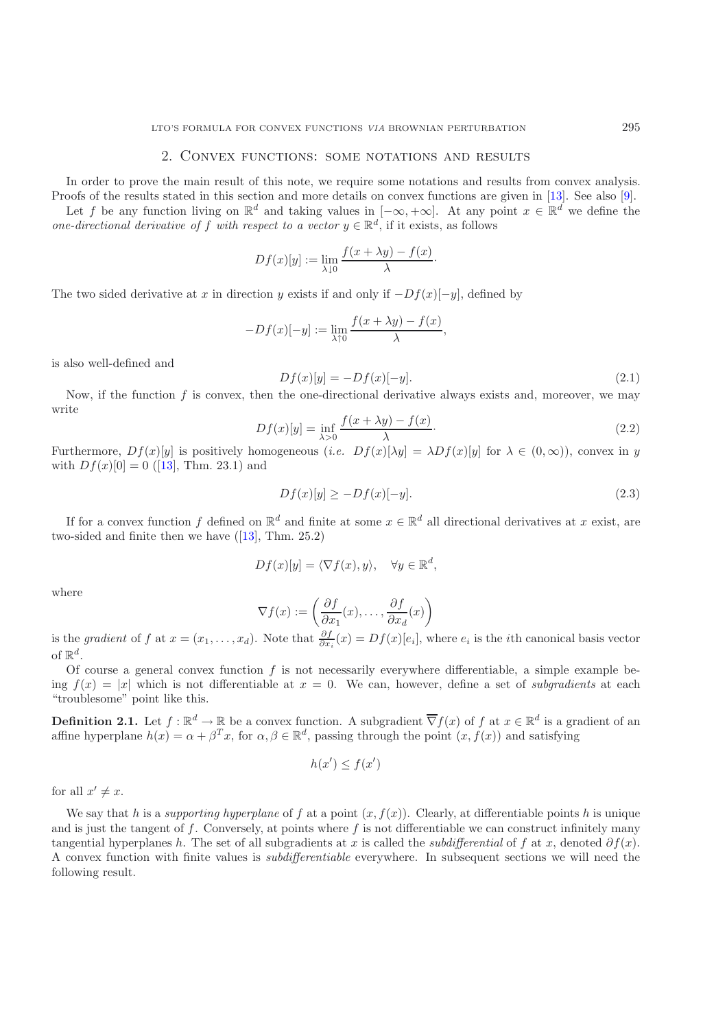## 2. Convex functions: some notations and results

In order to prove the main result of this note, we require some notations and results from convex analysis. Proofs of the results stated in this section and more details on convex functions are given in [13]. See also [9].

Let $f$ be any function living on $\mathbb{R}^d$ and taking values in $[-\infty, +\infty]$. At any point $x \in \mathbb{R}^d$ we define the *one-directional derivative of $f$ with respect to a vector $y \in \mathbb{R}^d$*, if it exists, as follows

$$Df(x)[y] := \lim_{\lambda \downarrow 0} \frac{f(x + \lambda y) - f(x)}{\lambda}.$$

The two sided derivative at $x$ in direction $y$ exists if and only if $-Df(x)[-y]$, defined by

$$-Df(x)[-y] := \lim_{\lambda \uparrow 0} \frac{f(x + \lambda y) - f(x)}{\lambda},$$

is also well-defined and

$$Df(x)[y] = -Df(x)[-y]. \tag{2.1}$$

Now, if the function $f$ is convex, then the one-directional derivative always exists and, moreover, we may write

$$Df(x)[y] = \inf_{\lambda > 0} \frac{f(x + \lambda y) - f(x)}{\lambda}. \tag{2.2}$$

Furthermore, $Df(x)[y]$ is positively homogeneous (*i.e.* $Df(x)[\lambda y] = \lambda Df(x)[y]$ for $\lambda \in (0, \infty)$), convex in $y$ with $Df(x)[0] = 0$ ([13], Thm. 23.1) and

$$Df(x)[y] \geq -Df(x)[-y]. \tag{2.3}$$

If for a convex function $f$ defined on $\mathbb{R}^d$ and finite at some $x \in \mathbb{R}^d$ all directional derivatives at $x$ exist, are two-sided and finite then we have ([13], Thm. 25.2)

$$Df(x)[y] = \langle \nabla f(x), y \rangle, \quad \forall y \in \mathbb{R}^d,$$

where

$$\nabla f(x) := \left( \frac{\partial f}{\partial x_1}(x), \ldots, \frac{\partial f}{\partial x_d}(x) \right)$$

is the *gradient* of $f$ at $x = (x_1, \ldots, x_d)$. Note that $\frac{\partial f}{\partial x_i}(x) = Df(x)[e_i]$, where $e_i$ is the $i$th canonical basis vector of $\mathbb{R}^d$.

Of course a general convex function $f$ is not necessarily everywhere differentiable, a simple example being $f(x) = |x|$ which is not differentiable at $x = 0$. We can, however, define a set of *subgradients* at each "troublesome" point like this.

**Definition 2.1.** Let $f : \mathbb{R}^d \to \mathbb{R}$ be a convex function. A subgradient $\overline{\nabla} f(x)$ of $f$ at $x \in \mathbb{R}^d$ is a gradient of an affine hyperplane $h(x) = \alpha + \beta^T x$, for $\alpha, \beta \in \mathbb{R}^d$, passing through the point $(x, f(x))$ and satisfying

$$h(x') \leq f(x')$$

for all $x' \neq x$.

We say that $h$ is a *supporting hyperplane* of $f$ at a point $(x, f(x))$. Clearly, at differentiable points $h$ is unique and is just the tangent of $f$. Conversely, at points where $f$ is not differentiable we can construct infinitely many tangential hyperplanes $h$. The set of all subgradients at $x$ is called the *subdifferential* of $f$ at $x$, denoted $\partial f(x)$. A convex function with finite values is *subdifferentiable* everywhere. In subsequent sections we will need the following result.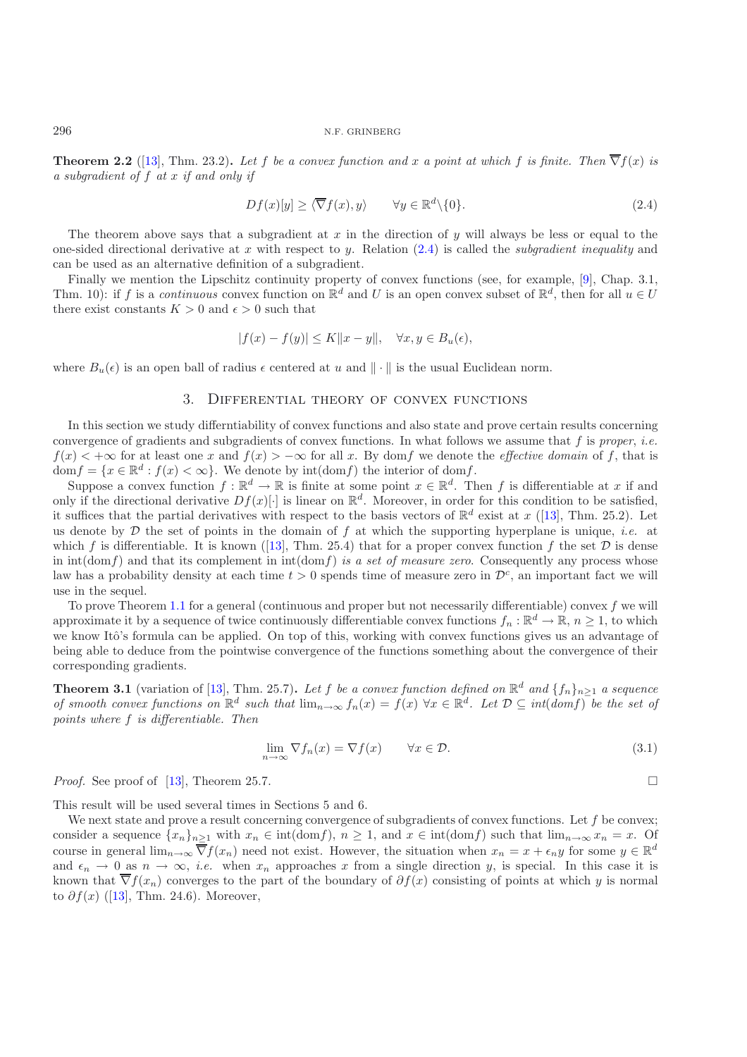**Theorem 2.2** ([13], Thm. 23.2)**.** *Let $f$ be a convex function and $x$ a point at which $f$ is finite. Then $\overline{\nabla} f(x)$ is a subgradient of $f$ at $x$ if and only if*

$$Df(x)[y] \geq \langle \overline{\nabla} f(x), y \rangle \qquad \forall y \in \mathbb{R}^d \backslash \{0\}. \tag{2.4}$$

The theorem above says that a subgradient at $x$ in the direction of $y$ will always be less or equal to the one-sided directional derivative at $x$ with respect to $y$. Relation (2.4) is called the *subgradient inequality* and can be used as an alternative definition of a subgradient.

Finally we mention the Lipschitz continuity property of convex functions (see, for example, [9], Chap. 3.1, Thm. 10): if $f$ is a *continuous* convex function on $\mathbb{R}^d$ and $U$ is an open convex subset of $\mathbb{R}^d$, then for all $u \in U$ there exist constants $K > 0$ and $\epsilon > 0$ such that

$$|f(x) - f(y)| \leq K \|x - y\|, \quad \forall x, y \in B_u(\epsilon),$$

where $B_u(\epsilon)$ is an open ball of radius $\epsilon$ centered at $u$ and $\|\cdot\|$ is the usual Euclidean norm.

## 3. Differential theory of convex functions

In this section we study differntiability of convex functions and also state and prove certain results concerning convergence of gradients and subgradients of convex functions. In what follows we assume that $f$ is *proper*, *i.e.* $f(x) < +\infty$ for at least one $x$ and $f(x) > -\infty$ for all $x$. By dom$f$ we denote the *effective domain* of $f$, that is dom$f = \{x \in \mathbb{R}^d : f(x) < \infty\}$. We denote by int(dom$f$) the interior of dom$f$.

Suppose a convex function $f : \mathbb{R}^d \to \mathbb{R}$ is finite at some point $x \in \mathbb{R}^d$. Then $f$ is differentiable at $x$ if and only if the directional derivative $Df(x)[\cdot]$ is linear on $\mathbb{R}^d$. Moreover, in order for this condition to be satisfied, it suffices that the partial derivatives with respect to the basis vectors of $\mathbb{R}^d$ exist at $x$ ([13], Thm. 25.2). Let us denote by $\mathcal{D}$ the set of points in the domain of $f$ at which the supporting hyperplane is unique, *i.e.* at which $f$ is differentiable. It is known ([13], Thm. 25.4) that for a proper convex function $f$ the set $\mathcal{D}$ is dense in int(dom$f$) and that its complement in int(dom$f$) *is a set of measure zero*. Consequently any process whose law has a probability density at each time $t > 0$ spends time of measure zero in $\mathcal{D}^c$, an important fact we will use in the sequel.

To prove Theorem 1.1 for a general (continuous and proper but not necessarily differentiable) convex $f$ we will approximate it by a sequence of twice continuously differentiable convex functions $f_n : \mathbb{R}^d \to \mathbb{R}$, $n \geq 1$, to which we know Itô's formula can be applied. On top of this, working with convex functions gives us an advantage of being able to deduce from the pointwise convergence of the functions something about the convergence of their corresponding gradients.

**Theorem 3.1** (variation of [13], Thm. 25.7)**.** *Let $f$ be a convex function defined on $\mathbb{R}^d$ and $\{f_n\}_{n \geq 1}$ a sequence of smooth convex functions on $\mathbb{R}^d$ such that $\lim_{n\to\infty} f_n(x) = f(x)$ $\forall x \in \mathbb{R}^d$. Let $\mathcal{D} \subseteq$ int(dom$f$) be the set of points where $f$ is differentiable. Then*

$$\lim_{n\to\infty} \nabla f_n(x) = \nabla f(x) \qquad \forall x \in \mathcal{D}. \tag{3.1}$$

*Proof.* See proof of [13], Theorem 25.7. □

This result will be used several times in Sections 5 and 6.

We next state and prove a result concerning convergence of subgradients of convex functions. Let $f$ be convex; consider a sequence $\{x_n\}_{n\geq 1}$ with $x_n \in$ int(dom$f$), $n \geq 1$, and $x \in$ int(dom$f$) such that $\lim_{n\to\infty} x_n = x$. Of course in general $\lim_{n\to\infty} \overline{\nabla} f(x_n)$ need not exist. However, the situation when $x_n = x + \epsilon_n y$ for some $y \in \mathbb{R}^d$ and $\epsilon_n \to 0$ as $n \to \infty$, *i.e.* when $x_n$ approaches $x$ from a single direction $y$, is special. In this case it is known that $\overline{\nabla} f(x_n)$ converges to the part of the boundary of $\partial f(x)$ consisting of points at which $y$ is normal to $\partial f(x)$ ([13], Thm. 24.6). Moreover,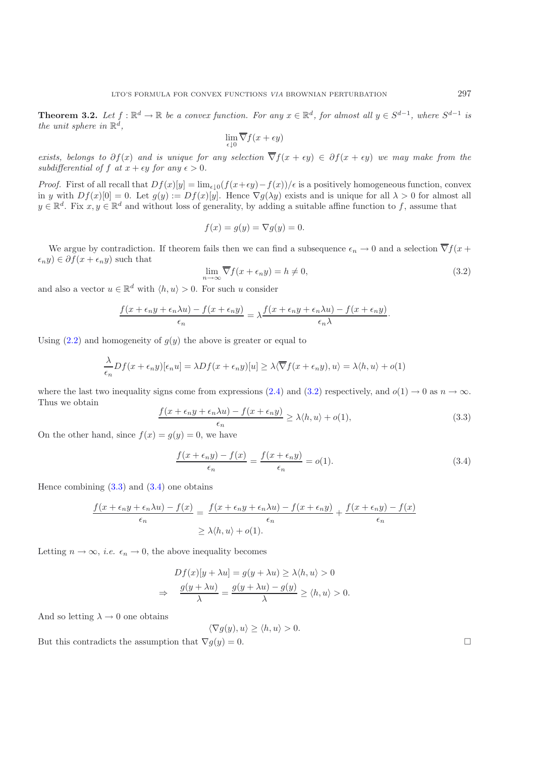**Theorem 3.2.** *Let $f : \mathbb{R}^d \to \mathbb{R}$ be a convex function. For any $x \in \mathbb{R}^d$, for almost all $y \in S^{d-1}$, where $S^{d-1}$ is the unit sphere in $\mathbb{R}^d$,*

$$\lim_{\epsilon \downarrow 0} \overline{\nabla} f(x + \epsilon y)$$

*exists, belongs to $\partial f(x)$ and is unique for any selection $\overline{\nabla} f(x + \epsilon y) \in \partial f(x + \epsilon y)$ we may make from the subdifferential of $f$ at $x + \epsilon y$ for any $\epsilon > 0$.*

*Proof.* First of all recall that $Df(x)[y] = \lim_{\epsilon \downarrow 0}(f(x+\epsilon y) - f(x))/\epsilon$ is a positively homogeneous function, convex in $y$ with $Df(x)[0] = 0$. Let $g(y) := Df(x)[y]$. Hence $\nabla g(\lambda y)$ exists and is unique for all $\lambda > 0$ for almost all $y \in \mathbb{R}^d$. Fix $x, y \in \mathbb{R}^d$ and without loss of generality, by adding a suitable affine function to $f$, assume that

$$f(x) = g(y) = \nabla g(y) = 0.$$

We argue by contradiction. If theorem fails then we can find a subsequence $\epsilon_n \to 0$ and a selection $\overline{\nabla} f(x + \epsilon_n y) \in \partial f(x + \epsilon_n y)$ such that

$$\lim_{n \to \infty} \overline{\nabla} f(x + \epsilon_n y) = h \neq 0, \tag{3.2}$$

and also a vector $u \in \mathbb{R}^d$ with $\langle h, u \rangle > 0$. For such $u$ consider

$$\frac{f(x + \epsilon_n y + \epsilon_n \lambda u) - f(x + \epsilon_n y)}{\epsilon_n} = \lambda \frac{f(x + \epsilon_n y + \epsilon_n \lambda u) - f(x + \epsilon_n y)}{\epsilon_n \lambda}.$$

Using (2.2) and homogeneity of $g(y)$ the above is greater or equal to

$$\frac{\lambda}{\epsilon_n} Df(x + \epsilon_n y)[\epsilon_n u] = \lambda Df(x + \epsilon_n y)[u] \geq \lambda \langle \overline{\nabla} f(x + \epsilon_n y), u \rangle = \lambda \langle h, u \rangle + o(1)$$

where the last two inequality signs come from expressions (2.4) and (3.2) respectively, and $o(1) \to 0$ as $n \to \infty$. Thus we obtain

$$\frac{f(x + \epsilon_n y + \epsilon_n \lambda u) - f(x + \epsilon_n y)}{\epsilon_n} \geq \lambda \langle h, u \rangle + o(1), \tag{3.3}$$

On the other hand, since $f(x) = g(y) = 0$, we have

$$\frac{f(x + \epsilon_n y) - f(x)}{\epsilon_n} = \frac{f(x + \epsilon_n y)}{\epsilon_n} = o(1). \tag{3.4}$$

Hence combining (3.3) and (3.4) one obtains

$$\begin{aligned}
\frac{f(x + \epsilon_n y + \epsilon_n \lambda u) - f(x)}{\epsilon_n} &= \frac{f(x + \epsilon_n y + \epsilon_n \lambda u) - f(x + \epsilon_n y)}{\epsilon_n} + \frac{f(x + \epsilon_n y) - f(x)}{\epsilon_n} \\
&\geq \lambda \langle h, u \rangle + o(1).
\end{aligned}$$

Letting $n \to \infty$, *i.e.* $\epsilon_n \to 0$, the above inequality becomes

$$\begin{aligned}
&Df(x)[y + \lambda u] = g(y + \lambda u) \geq \lambda \langle h, u \rangle > 0 \\
\Rightarrow \quad &\frac{g(y + \lambda u)}{\lambda} = \frac{g(y + \lambda u) - g(y)}{\lambda} \geq \langle h, u \rangle > 0.
\end{aligned}$$

And so letting $\lambda \to 0$ one obtains

$$\langle \nabla g(y), u \rangle \geq \langle h, u \rangle > 0.$$

But this contradicts the assumption that $\nabla g(y) = 0$. □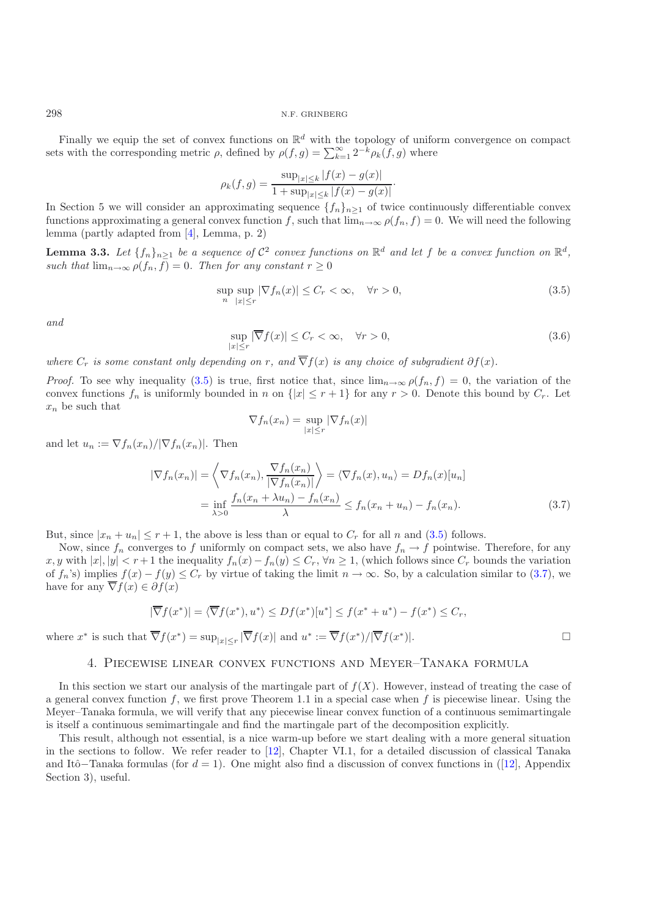Finally we equip the set of convex functions on $\mathbb{R}^d$ with the topology of uniform convergence on compact sets with the corresponding metric $\rho$, defined by $\rho(f,g) = \sum_{k=1}^{\infty} 2^{-k}\rho_k(f,g)$ where

$$\rho_k(f,g) = \frac{\sup_{|x|\le k}|f(x)-g(x)|}{1+\sup_{|x|\le k}|f(x)-g(x)|}.$$

In Section 5 we will consider an approximating sequence $\{f_n\}_{n\ge 1}$ of twice continuously differentiable convex functions approximating a general convex function $f$, such that $\lim_{n\to\infty}\rho(f_n, f) = 0$. We will need the following lemma (partly adapted from [4], Lemma, p. 2)

**Lemma 3.3.** *Let $\{f_n\}_{n\ge1}$ be a sequence of $\mathcal{C}^2$ convex functions on $\mathbb{R}^d$ and let $f$ be a convex function on $\mathbb{R}^d$, such that $\lim_{n\to\infty}\rho(f_n, f) = 0$. Then for any constant $r \ge 0$*

$$\sup_n \sup_{|x|\le r} |\nabla f_n(x)| \le C_r < \infty, \quad \forall r > 0, \tag{3.5}$$

*and*

$$\sup_{|x|\le r} |\overline{\nabla} f(x)| \le C_r < \infty, \quad \forall r > 0, \tag{3.6}$$

*where $C_r$ is some constant only depending on $r$, and $\overline{\nabla} f(x)$ is any choice of subgradient $\partial f(x)$.*

*Proof.* To see why inequality (3.5) is true, first notice that, since $\lim_{n\to\infty}\rho(f_n, f) = 0$, the variation of the convex functions $f_n$ is uniformly bounded in $n$ on $\{|x| \le r+1\}$ for any $r > 0$. Denote this bound by $C_r$. Let $x_n$ be such that

$$\nabla f_n(x_n) = \sup_{|x|\le r} |\nabla f_n(x)|$$

and let $u_n := \nabla f_n(x_n)/|\nabla f_n(x_n)|$. Then

$$\begin{aligned} |\nabla f_n(x_n)| &= \left\langle \nabla f_n(x_n), \frac{\nabla f_n(x_n)}{|\nabla f_n(x_n)|}\right\rangle = \langle \nabla f_n(x), u_n\rangle = Df_n(x)[u_n] \\ &= \inf_{\lambda>0} \frac{f_n(x_n+\lambda u_n) - f_n(x_n)}{\lambda} \le f_n(x_n+u_n) - f_n(x_n). \end{aligned} \tag{3.7}$$

But, since $|x_n + u_n| \le r+1$, the above is less than or equal to $C_r$ for all $n$ and (3.5) follows.

Now, since $f_n$ converges to $f$ uniformly on compact sets, we also have $f_n \to f$ pointwise. Therefore, for any $x, y$ with $|x|, |y| < r+1$ the inequality $f_n(x) - f_n(y) \le C_r$, $\forall n \ge 1$, (which follows since $C_r$ bounds the variation of $f_n$'s) implies $f(x) - f(y) \le C_r$ by virtue of taking the limit $n \to \infty$. So, by a calculation similar to (3.7), we have for any $\overline{\nabla} f(x) \in \partial f(x)$

$$|\overline{\nabla} f(x^*)| = \langle \overline{\nabla} f(x^*), u^*\rangle \le Df(x^*)[u^*] \le f(x^*+u^*) - f(x^*) \le C_r,$$

where $x^*$ is such that $\overline{\nabla} f(x^*) = \sup_{|x|\le r} |\overline{\nabla} f(x)|$ and $u^* := \overline{\nabla} f(x^*)/|\overline{\nabla} f(x^*)|$. □

## 4. Piecewise linear convex functions and Meyer–Tanaka formula

In this section we start our analysis of the martingale part of $f(X)$. However, instead of treating the case of a general convex function $f$, we first prove Theorem 1.1 in a special case when $f$ is piecewise linear. Using the Meyer–Tanaka formula, we will verify that any piecewise linear convex function of a continuous semimartingale is itself a continuous semimartingale and find the martingale part of the decomposition explicitly.

This result, although not essential, is a nice warm-up before we start dealing with a more general situation in the sections to follow. We refer reader to [12], Chapter VI.1, for a detailed discussion of classical Tanaka and Itô−Tanaka formulas (for $d = 1$). One might also find a discussion of convex functions in ([12], Appendix Section 3), useful.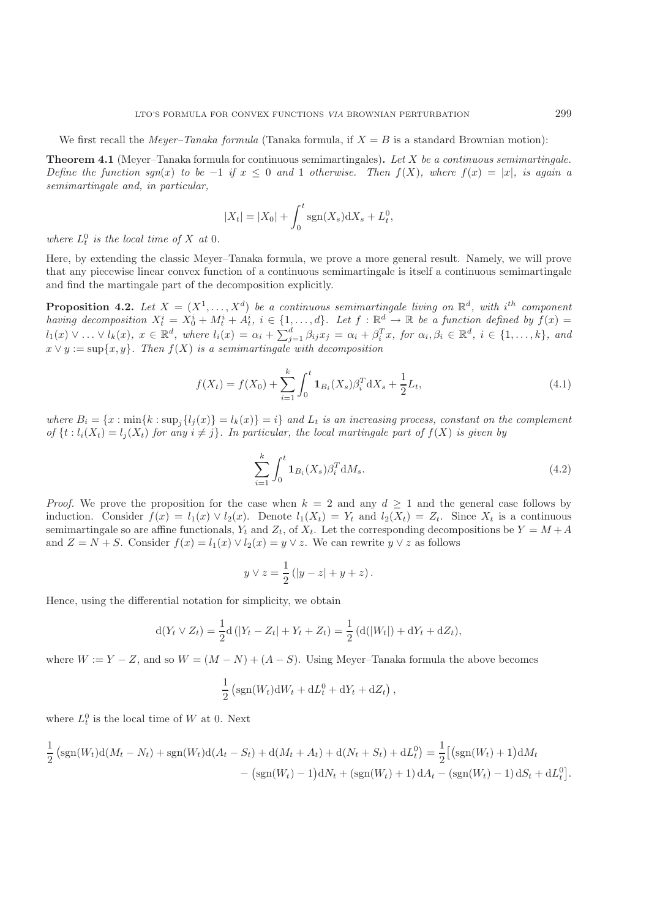We first recall the *Meyer–Tanaka formula* (Tanaka formula, if $X = B$ is a standard Brownian motion):

**Theorem 4.1** (Meyer–Tanaka formula for continuous semimartingales)**.** *Let $X$ be a continuous semimartingale. Define the function $sgn(x)$ to be $-1$ if $x \leq 0$ and $1$ otherwise. Then $f(X)$, where $f(x) = |x|$, is again a semimartingale and, in particular,*

$$|X_t| = |X_0| + \int_0^t \mathrm{sgn}(X_s)\mathrm{d}X_s + L_t^0,$$

*where $L_t^0$ is the local time of $X$ at $0$.*

Here, by extending the classic Meyer–Tanaka formula, we prove a more general result. Namely, we will prove that any piecewise linear convex function of a continuous semimartingale is itself a continuous semimartingale and find the martingale part of the decomposition explicitly.

**Proposition 4.2.** *Let $X = (X^1, \ldots, X^d)$ be a continuous semimartingale living on $\mathbb{R}^d$, with $i^{th}$ component having decomposition $X_t^i = X_0^i + M_t^i + A_t^i$, $i \in \{1, \ldots, d\}$. Let $f : \mathbb{R}^d \to \mathbb{R}$ be a function defined by $f(x) = l_1(x) \vee \ldots \vee l_k(x)$, $x \in \mathbb{R}^d$, where $l_i(x) = \alpha_i + \sum_{j=1}^d \beta_{ij} x_j = \alpha_i + \beta_i^T x$, for $\alpha_i, \beta_i \in \mathbb{R}^d$, $i \in \{1, \ldots, k\}$, and $x \vee y := \sup\{x, y\}$. Then $f(X)$ is a semimartingale with decomposition*

$$f(X_t) = f(X_0) + \sum_{i=1}^k \int_0^t \mathbf{1}_{B_i}(X_s)\beta_i^T \mathrm{d}X_s + \frac{1}{2}L_t, \tag{4.1}$$

*where $B_i = \{x : \min\{k : \sup_j\{l_j(x)\} = l_k(x)\} = i\}$ and $L_t$ is an increasing process, constant on the complement of $\{t : l_i(X_t) = l_j(X_t)$ for any $i \neq j\}$. In particular, the local martingale part of $f(X)$ is given by*

$$\sum_{i=1}^k \int_0^t \mathbf{1}_{B_i}(X_s)\beta_i^T \mathrm{d}M_s. \tag{4.2}$$

*Proof.* We prove the proposition for the case when $k = 2$ and any $d \geq 1$ and the general case follows by induction. Consider $f(x) = l_1(x) \vee l_2(x)$. Denote $l_1(X_t) = Y_t$ and $l_2(X_t) = Z_t$. Since $X_t$ is a continuous semimartingale so are affine functionals, $Y_t$ and $Z_t$, of $X_t$. Let the corresponding decompositions be $Y = M + A$ and $Z = N + S$. Consider $f(x) = l_1(x) \vee l_2(x) = y \vee z$. We can rewrite $y \vee z$ as follows

$$y \vee z = \frac{1}{2}\left(|y - z| + y + z\right).$$

Hence, using the differential notation for simplicity, we obtain

$$\mathrm{d}(Y_t \vee Z_t) = \frac{1}{2}\mathrm{d}\left(|Y_t - Z_t| + Y_t + Z_t\right) = \frac{1}{2}\left(\mathrm{d}(|W_t|) + \mathrm{d}Y_t + \mathrm{d}Z_t\right),$$

where $W := Y - Z$, and so $W = (M - N) + (A - S)$. Using Meyer–Tanaka formula the above becomes

$$\frac{1}{2}\left(\mathrm{sgn}(W_t)\mathrm{d}W_t + \mathrm{d}L_t^0 + \mathrm{d}Y_t + \mathrm{d}Z_t\right),$$

where $L_t^0$ is the local time of $W$ at $0$. Next

$$\frac{1}{2}\left(\mathrm{sgn}(W_t)\mathrm{d}(M_t - N_t) + \mathrm{sgn}(W_t)\mathrm{d}(A_t - S_t) + \mathrm{d}(M_t + A_t) + \mathrm{d}(N_t + S_t) + \mathrm{d}L_t^0\right) = \frac{1}{2}\big[\left(\mathrm{sgn}(W_t) + 1\right)\mathrm{d}M_t - \left(\mathrm{sgn}(W_t) - 1\right)\mathrm{d}N_t + \left(\mathrm{sgn}(W_t) + 1\right)\mathrm{d}A_t - \left(\mathrm{sgn}(W_t) - 1\right)\mathrm{d}S_t + \mathrm{d}L_t^0\big].$$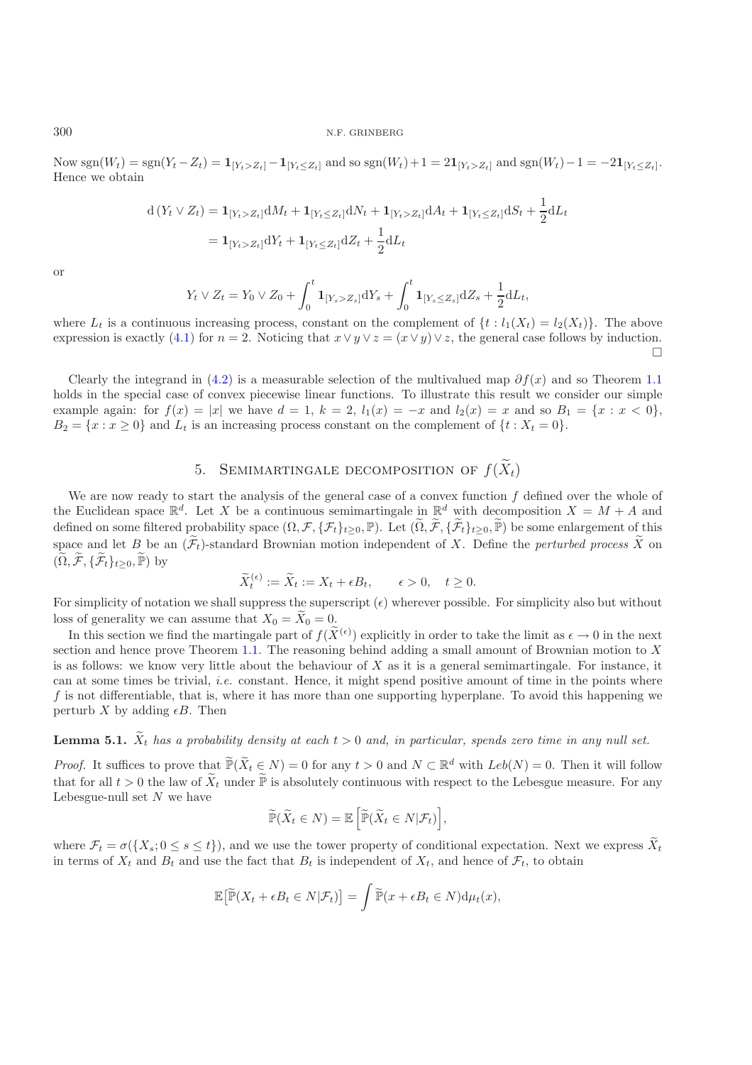Now $\operatorname{sgn}(W_t) = \operatorname{sgn}(Y_t - Z_t) = \mathbf{1}_{[Y_t > Z_t]} - \mathbf{1}_{[Y_t \le Z_t]}$ and so $\operatorname{sgn}(W_t) + 1 = 2\mathbf{1}_{[Y_t > Z_t]}$ and $\operatorname{sgn}(W_t) - 1 = -2\mathbf{1}_{[Y_t \le Z_t]}$. Hence we obtain

$$
\begin{aligned}
\mathrm{d}\left(Y_t \vee Z_t\right) &= \mathbf{1}_{[Y_t > Z_t]}\mathrm{d}M_t + \mathbf{1}_{[Y_t \le Z_t]}\mathrm{d}N_t + \mathbf{1}_{[Y_t > Z_t]}\mathrm{d}A_t + \mathbf{1}_{[Y_t \le Z_t]}\mathrm{d}S_t + \frac{1}{2}\mathrm{d}L_t \\
&= \mathbf{1}_{[Y_t > Z_t]}\mathrm{d}Y_t + \mathbf{1}_{[Y_t \le Z_t]}\mathrm{d}Z_t + \frac{1}{2}\mathrm{d}L_t
\end{aligned}
$$

or

$$
Y_t \vee Z_t = Y_0 \vee Z_0 + \int_0^t \mathbf{1}_{[Y_s > Z_s]}\mathrm{d}Y_s + \int_0^t \mathbf{1}_{[Y_s \le Z_s]}\mathrm{d}Z_s + \frac{1}{2}\mathrm{d}L_t,
$$

where $L_t$ is a continuous increasing process, constant on the complement of $\{t : l_1(X_t) = l_2(X_t)\}$. The above expression is exactly (4.1) for $n = 2$. Noticing that $x \vee y \vee z = (x \vee y) \vee z$, the general case follows by induction. □

Clearly the integrand in (4.2) is a measurable selection of the multivalued map $\partial f(x)$ and so Theorem 1.1 holds in the special case of convex piecewise linear functions. To illustrate this result we consider our simple example again: for $f(x) = |x|$ we have $d = 1$, $k = 2$, $l_1(x) = -x$ and $l_2(x) = x$ and so $B_1 = \{x : x < 0\}$, $B_2 = \{x : x \ge 0\}$ and $L_t$ is an increasing process constant on the complement of $\{t : X_t = 0\}$.

## 5. Semimartingale decomposition of $f(\widetilde{X}_t)$

We are now ready to start the analysis of the general case of a convex function $f$ defined over the whole of the Euclidean space $\mathbb{R}^d$. Let $X$ be a continuous semimartingale in $\mathbb{R}^d$ with decomposition $X = M + A$ and defined on some filtered probability space $(\Omega, \mathcal{F}, \{\mathcal{F}_t\}_{t\ge 0}, \mathbb{P})$. Let $(\widetilde{\Omega}, \widetilde{\mathcal{F}}, \{\widetilde{\mathcal{F}}_t\}_{t\ge 0}, \widetilde{\mathbb{P}})$ be some enlargement of this space and let $B$ be an $(\widetilde{\mathcal{F}}_t)$-standard Brownian motion independent of $X$. Define the *perturbed process* $\widetilde{X}$ on $(\widetilde{\Omega}, \widetilde{\mathcal{F}}, \{\widetilde{\mathcal{F}}_t\}_{t\ge 0}, \widetilde{\mathbb{P}})$ by

$$
\widetilde{X}_t^{(\epsilon)} := \widetilde{X}_t := X_t + \epsilon B_t, \qquad \epsilon > 0, \quad t \ge 0.
$$

For simplicity of notation we shall suppress the superscript $(\epsilon)$ wherever possible. For simplicity also but without loss of generality we can assume that $X_0 = \widetilde{X}_0 = 0$.

In this section we find the martingale part of $f(\widetilde{X}^{(\epsilon)})$ explicitly in order to take the limit as $\epsilon \to 0$ in the next section and hence prove Theorem 1.1. The reasoning behind adding a small amount of Brownian motion to $X$ is as follows: we know very little about the behaviour of $X$ as it is a general semimartingale. For instance, it can at some times be trivial, *i.e.* constant. Hence, it might spend positive amount of time in the points where $f$ is not differentiable, that is, where it has more than one supporting hyperplane. To avoid this happening we perturb $X$ by adding $\epsilon B$. Then

**Lemma 5.1.** *$\widetilde{X}_t$ has a probability density at each $t > 0$ and, in particular, spends zero time in any null set.*

*Proof.* It suffices to prove that $\widetilde{\mathbb{P}}(\widetilde{X}_t \in N) = 0$ for any $t > 0$ and $N \subset \mathbb{R}^d$ with $Leb(N) = 0$. Then it will follow that for all $t > 0$ the law of $\widetilde{X}_t$ under $\widetilde{\mathbb{P}}$ is absolutely continuous with respect to the Lebesgue measure. For any Lebesgue-null set $N$ we have

$$
\widetilde{\mathbb{P}}(\widetilde{X}_t \in N) = \mathbb{E}\left[\widetilde{\mathbb{P}}(\widetilde{X}_t \in N | \mathcal{F}_t)\right],
$$

where $\mathcal{F}_t = \sigma(\{X_s; 0 \le s \le t\})$, and we use the tower property of conditional expectation. Next we express $\widetilde{X}_t$ in terms of $X_t$ and $B_t$ and use the fact that $B_t$ is independent of $X_t$, and hence of $\mathcal{F}_t$, to obtain

$$
\mathbb{E}\big[\widetilde{\mathbb{P}}(X_t + \epsilon B_t \in N | \mathcal{F}_t)\big] = \int \widetilde{\mathbb{P}}(x + \epsilon B_t \in N)\mathrm{d}\mu_t(x),
$$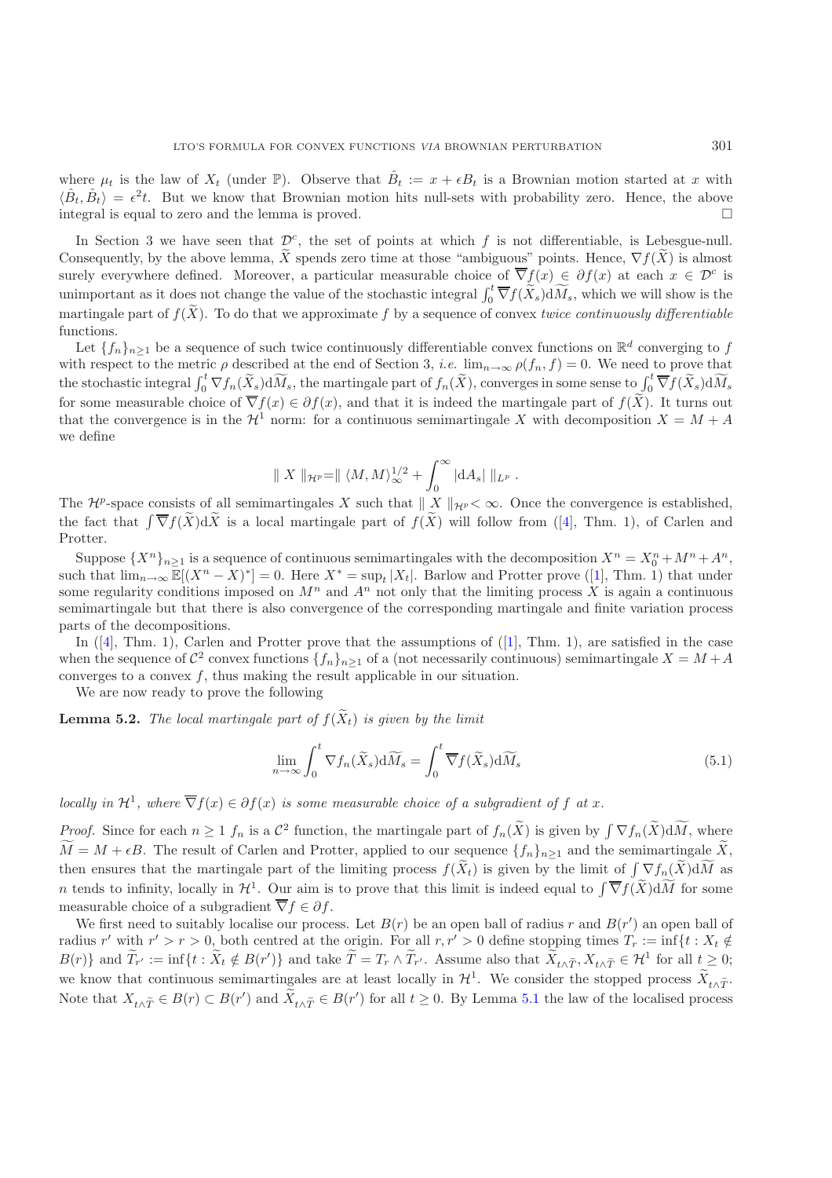where $\mu_t$ is the law of $X_t$ (under $\mathbb{P}$). Observe that $\hat{B}_t := x + \epsilon B_t$ is a Brownian motion started at $x$ with $\langle \hat{B}_t, \hat{B}_t \rangle = \epsilon^2 t$. But we know that Brownian motion hits null-sets with probability zero. Hence, the above integral is equal to zero and the lemma is proved. $\square$

In Section 3 we have seen that $\mathcal{D}^c$, the set of points at which $f$ is not differentiable, is Lebesgue-null. Consequently, by the above lemma, $\widetilde{X}$ spends zero time at those "ambiguous" points. Hence, $\nabla f(\widetilde{X})$ is almost surely everywhere defined. Moreover, a particular measurable choice of $\overline{\nabla} f(x) \in \partial f(x)$ at each $x \in \mathcal{D}^c$ is unimportant as it does not change the value of the stochastic integral $\int_0^t \overline{\nabla} f(\widetilde{X}_s) \mathrm{d}\widetilde{M}_s$, which we will show is the martingale part of $f(\widetilde{X})$. To do that we approximate $f$ by a sequence of convex *twice continuously differentiable* functions.

Let $\{f_n\}_{n\geq 1}$ be a sequence of such twice continuously differentiable convex functions on $\mathbb{R}^d$ converging to $f$ with respect to the metric $\rho$ described at the end of Section 3, *i.e.* $\lim_{n\to\infty} \rho(f_n, f) = 0$. We need to prove that the stochastic integral $\int_0^t \nabla f_n(\widetilde{X}_s) \mathrm{d}\widetilde{M}_s$, the martingale part of $f_n(\widetilde{X})$, converges in some sense to $\int_0^t \overline{\nabla} f(\widetilde{X}_s) \mathrm{d}\widetilde{M}_s$ for some measurable choice of $\overline{\nabla} f(x) \in \partial f(x)$, and that it is indeed the martingale part of $f(\widetilde{X})$. It turns out that the convergence is in the $\mathcal{H}^1$ norm: for a continuous semimartingale $X$ with decomposition $X = M + A$ we define

$$\| X \|_{\mathcal{H}^p} = \| \langle M, M \rangle_\infty^{1/2} + \int_0^\infty |\mathrm{d}A_s| \, \|_{L^p} \, .$$

The $\mathcal{H}^p$-space consists of all semimartingales $X$ such that $\| X \|_{\mathcal{H}^p} < \infty$. Once the convergence is established, the fact that $\int \overline{\nabla} f(\widetilde{X}) \mathrm{d}\widetilde{X}$ is a local martingale part of $f(\widetilde{X})$ will follow from ([4], Thm. 1), of Carlen and Protter.

Suppose $\{X^n\}_{n\geq 1}$ is a sequence of continuous semimartingales with the decomposition $X^n = X_0^n + M^n + A^n$, such that $\lim_{n\to\infty} \mathbb{E}[(X^n - X)^*] = 0$. Here $X^* = \sup_t |X_t|$. Barlow and Protter prove ([1], Thm. 1) that under some regularity conditions imposed on $M^n$ and $A^n$ not only that the limiting process $X$ is again a continuous semimartingale but that there is also convergence of the corresponding martingale and finite variation process parts of the decompositions.

In ([4], Thm. 1), Carlen and Protter prove that the assumptions of ([1], Thm. 1), are satisfied in the case when the sequence of $\mathcal{C}^2$ convex functions $\{f_n\}_{n\geq 1}$ of a (not necessarily continuous) semimartingale $X = M + A$ converges to a convex $f$, thus making the result applicable in our situation.

We are now ready to prove the following

**Lemma 5.2.** *The local martingale part of $f(\widetilde{X}_t)$ is given by the limit*

$$\lim_{n\to\infty} \int_0^t \nabla f_n(\widetilde{X}_s) \mathrm{d}\widetilde{M}_s = \int_0^t \overline{\nabla} f(\widetilde{X}_s) \mathrm{d}\widetilde{M}_s \tag{5.1}$$

*locally in $\mathcal{H}^1$, where $\overline{\nabla} f(x) \in \partial f(x)$ is some measurable choice of a subgradient of $f$ at $x$.*

*Proof.* Since for each $n \geq 1$ $f_n$ is a $\mathcal{C}^2$ function, the martingale part of $f_n(\widetilde{X})$ is given by $\int \nabla f_n(\widetilde{X}) \mathrm{d}\widetilde{M}$, where $\widetilde{M} = M + \epsilon B$. The result of Carlen and Protter, applied to our sequence $\{f_n\}_{n\geq 1}$ and the semimartingale $\widetilde{X}$, then ensures that the martingale part of the limiting process $f(\widetilde{X}_t)$ is given by the limit of $\int \nabla f_n(\widetilde{X}) \mathrm{d}\widetilde{M}$ as $n$ tends to infinity, locally in $\mathcal{H}^1$. Our aim is to prove that this limit is indeed equal to $\int \overline{\nabla} f(\widetilde{X}) \mathrm{d}\widetilde{M}$ for some measurable choice of a subgradient $\overline{\nabla} f \in \partial f$.

We first need to suitably localise our process. Let $B(r)$ be an open ball of radius $r$ and $B(r')$ an open ball of radius $r'$ with $r' > r > 0$, both centred at the origin. For all $r, r' > 0$ define stopping times $T_r := \inf\{t : X_t \notin B(r)\}$ and $\widetilde{T}_{r'} := \inf\{t : \widetilde{X}_t \notin B(r')\}$ and take $\widetilde{T} = T_r \wedge \widetilde{T}_{r'}$. Assume also that $\widetilde{X}_{t\wedge\widetilde{T}}, X_{t\wedge\widetilde{T}} \in \mathcal{H}^1$ for all $t \geq 0$; we know that continuous semimartingales are at least locally in $\mathcal{H}^1$. We consider the stopped process $\widetilde{X}_{t\wedge\widetilde{T}}$. Note that $X_{t\wedge\widetilde{T}} \in B(r) \subset B(r')$ and $\widetilde{X}_{t\wedge\widetilde{T}} \in B(r')$ for all $t \geq 0$. By Lemma 5.1 the law of the localised process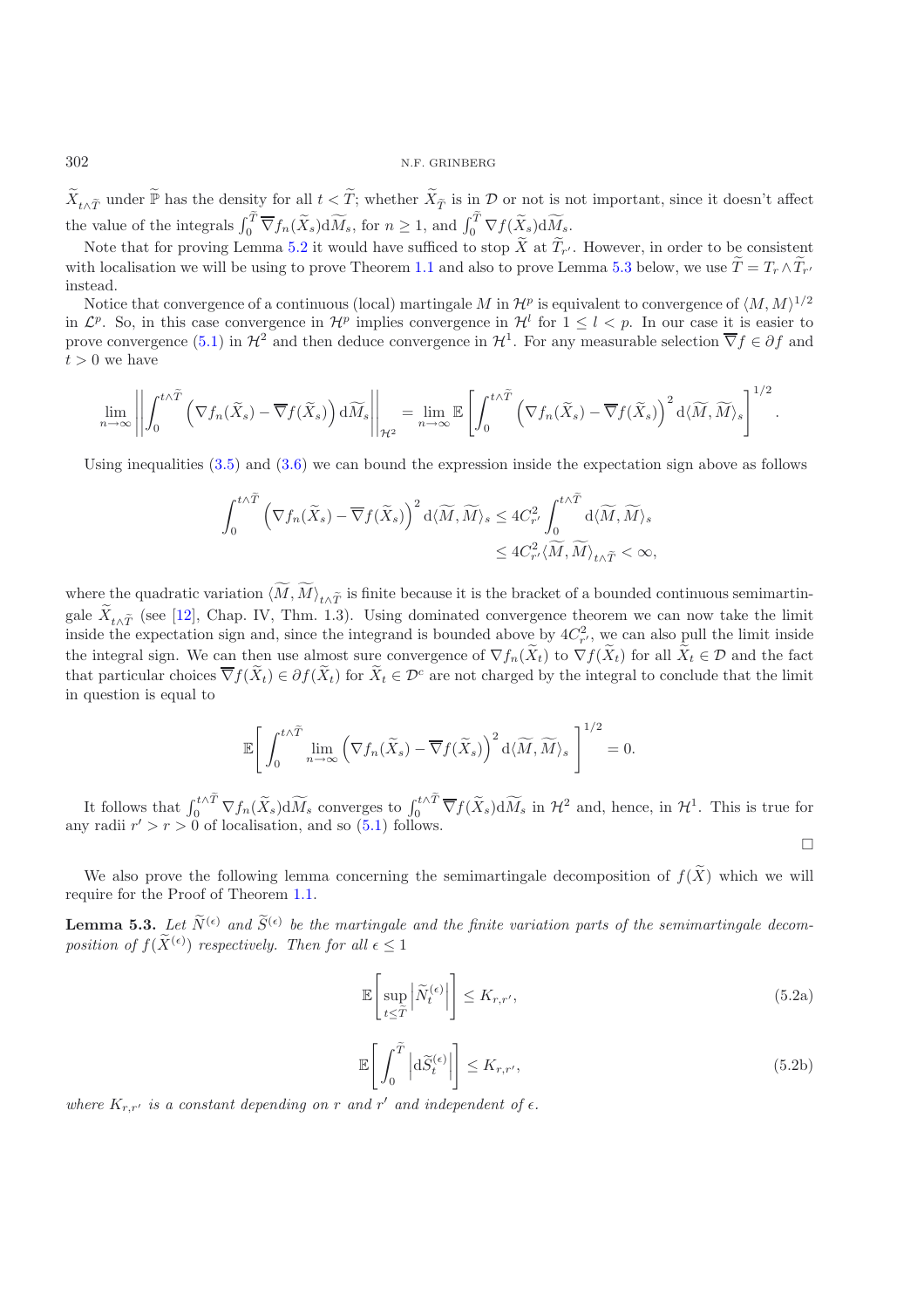$\widetilde{X}_{t\wedge\widetilde{T}}$ under $\widetilde{\mathbb{P}}$ has the density for all $t < \widetilde{T}$; whether $\widetilde{X}_{\widetilde{T}}$ is in $\mathcal{D}$ or not is not important, since it doesn't affect the value of the integrals $\int_0^{\widetilde{T}} \overline{\nabla} f_n(\widetilde{X}_s)\mathrm{d}\widetilde{M}_s$, for $n \geq 1$, and $\int_0^{\widetilde{T}} \nabla f(\widetilde{X}_s)\mathrm{d}\widetilde{M}_s$.

Note that for proving Lemma 5.2 it would have sufficed to stop $\widetilde{X}$ at $\widetilde{T}_{r'}$. However, in order to be consistent with localisation we will be using to prove Theorem 1.1 and also to prove Lemma 5.3 below, we use $\widetilde{T} = T_r \wedge \widetilde{T}_{r'}$ instead.

Notice that convergence of a continuous (local) martingale $M$ in $\mathcal{H}^p$ is equivalent to convergence of $\langle M, M\rangle^{1/2}$ in $\mathcal{L}^p$. So, in this case convergence in $\mathcal{H}^p$ implies convergence in $\mathcal{H}^l$ for $1 \leq l < p$. In our case it is easier to prove convergence (5.1) in $\mathcal{H}^2$ and then deduce convergence in $\mathcal{H}^1$. For any measurable selection $\overline{\nabla} f \in \partial f$ and $t > 0$ we have

$$\lim_{n\to\infty} \left|\left| \int_0^{t\wedge\widetilde{T}} \left(\nabla f_n(\widetilde{X}_s) - \overline{\nabla} f(\widetilde{X}_s)\right) \mathrm{d}\widetilde{M}_s \right|\right|_{\mathcal{H}^2} = \lim_{n\to\infty} \mathbb{E}\left[\int_0^{t\wedge\widetilde{T}} \left(\nabla f_n(\widetilde{X}_s) - \overline{\nabla} f(\widetilde{X}_s)\right)^2 \mathrm{d}\langle\widetilde{M},\widetilde{M}\rangle_s\right]^{1/2}.$$

Using inequalities (3.5) and (3.6) we can bound the expression inside the expectation sign above as follows

$$\begin{aligned}\int_0^{t\wedge\widetilde{T}} \left(\nabla f_n(\widetilde{X}_s) - \overline{\nabla} f(\widetilde{X}_s)\right)^2 \mathrm{d}\langle\widetilde{M},\widetilde{M}\rangle_s &\leq 4C_{r'}^2 \int_0^{t\wedge\widetilde{T}} \mathrm{d}\langle\widetilde{M},\widetilde{M}\rangle_s \\ &\leq 4C_{r'}^2 \langle\widetilde{M},\widetilde{M}\rangle_{t\wedge\widetilde{T}} < \infty,\end{aligned}$$

where the quadratic variation $\langle\widetilde{M},\widetilde{M}\rangle_{t\wedge\widetilde{T}}$ is finite because it is the bracket of a bounded continuous semimartingale $\widetilde{X}_{t\wedge\widetilde{T}}$ (see [12], Chap. IV, Thm. 1.3). Using dominated convergence theorem we can now take the limit inside the expectation sign and, since the integrand is bounded above by $4C_{r'}^2$, we can also pull the limit inside the integral sign. We can then use almost sure convergence of $\nabla f_n(\widetilde{X}_t)$ to $\nabla f(\widetilde{X}_t)$ for all $\widetilde{X}_t \in \mathcal{D}$ and the fact that particular choices $\overline{\nabla} f(\widetilde{X}_t) \in \partial f(\widetilde{X}_t)$ for $\widetilde{X}_t \in \mathcal{D}^c$ are not charged by the integral to conclude that the limit in question is equal to

$$\mathbb{E}\left[\int_0^{t\wedge\widetilde{T}} \lim_{n\to\infty} \left(\nabla f_n(\widetilde{X}_s) - \overline{\nabla} f(\widetilde{X}_s)\right)^2 \mathrm{d}\langle\widetilde{M},\widetilde{M}\rangle_s\right]^{1/2} = 0.$$

It follows that $\int_0^{t\wedge\widetilde{T}} \nabla f_n(\widetilde{X}_s)\mathrm{d}\widetilde{M}_s$ converges to $\int_0^{t\wedge\widetilde{T}} \overline{\nabla} f(\widetilde{X}_s)\mathrm{d}\widetilde{M}_s$ in $\mathcal{H}^2$ and, hence, in $\mathcal{H}^1$. This is true for any radii $r' > r > 0$ of localisation, and so (5.1) follows.

□

We also prove the following lemma concerning the semimartingale decomposition of $f(\widetilde{X})$ which we will require for the Proof of Theorem 1.1.

**Lemma 5.3.** *Let $\widetilde{N}^{(\epsilon)}$ and $\widetilde{S}^{(\epsilon)}$ be the martingale and the finite variation parts of the semimartingale decomposition of $f(\widetilde{X}^{(\epsilon)})$ respectively. Then for all $\epsilon \leq 1$*

$$\mathbb{E}\left[\sup_{t\leq\widetilde{T}} \left|\widetilde{N}_t^{(\epsilon)}\right|\right] \leq K_{r,r'}, \tag{5.2a}$$

$$\mathbb{E}\left[\int_0^{\widetilde{T}} \left|\mathrm{d}\widetilde{S}_t^{(\epsilon)}\right|\right] \leq K_{r,r'}, \tag{5.2b}$$

*where $K_{r,r'}$ is a constant depending on $r$ and $r'$ and independent of $\epsilon$.*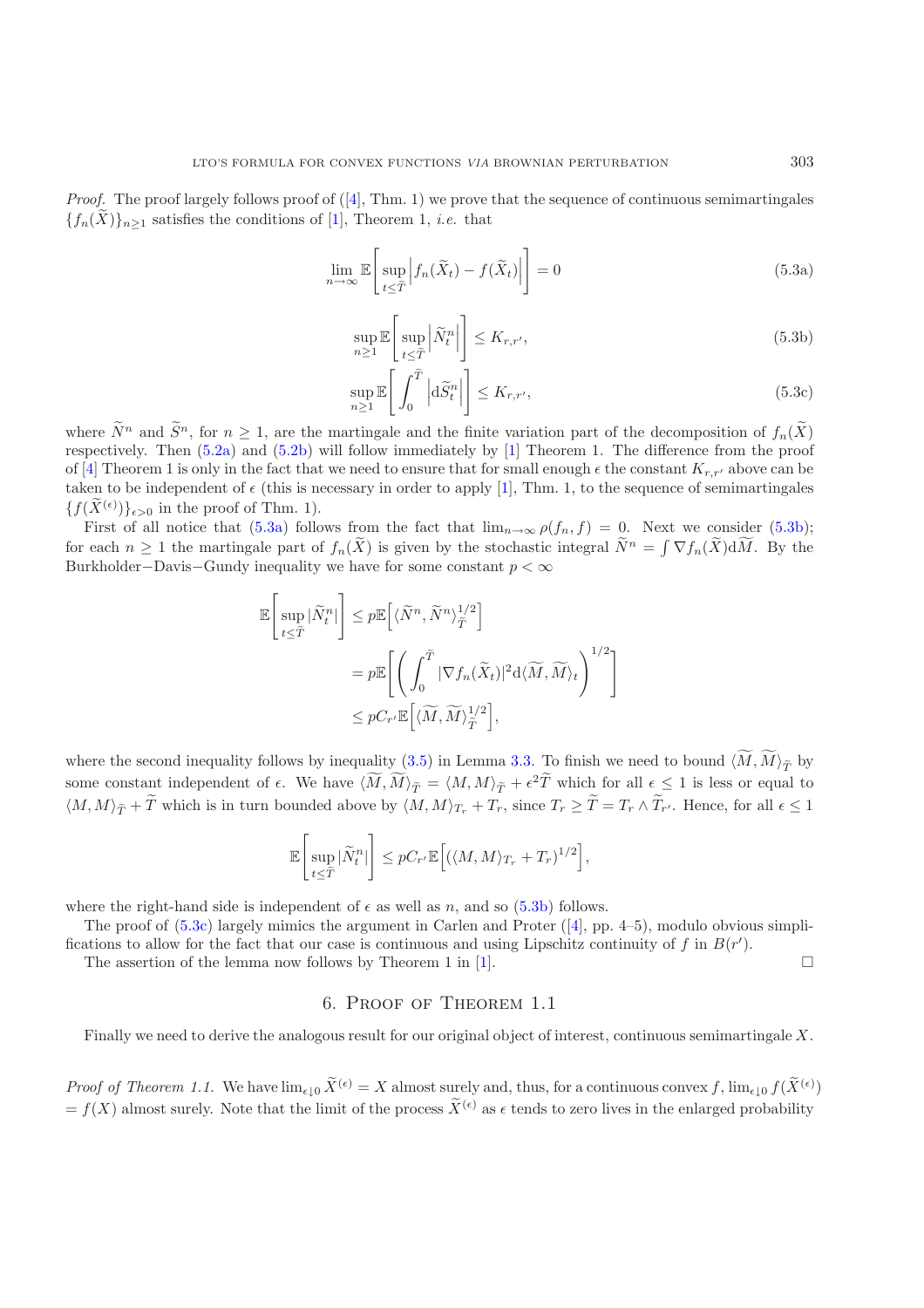*Proof.* The proof largely follows proof of ([4], Thm. 1) we prove that the sequence of continuous semimartingales $\{f_n(\widetilde{X})\}_{n\geq 1}$ satisfies the conditions of [1], Theorem 1, *i.e.* that

$$\lim_{n\to\infty} \mathbb{E}\left[\sup_{t\leq \widetilde{T}} \left| f_n(\widetilde{X}_t) - f(\widetilde{X}_t)\right|\right] = 0 \tag{5.3a}$$

$$\sup_{n\geq 1} \mathbb{E}\left[\sup_{t\leq \widetilde{T}} \left|\widetilde{N}^n_t\right|\right] \leq K_{r,r'}, \tag{5.3b}$$

$$\sup_{n\geq 1} \mathbb{E}\left[\int_0^{\widetilde{T}} \left|\mathrm{d}\widetilde{S}^n_t\right|\right] \leq K_{r,r'}, \tag{5.3c}$$

where $\widetilde{N}^n$ and $\widetilde{S}^n$, for $n \geq 1$, are the martingale and the finite variation part of the decomposition of $f_n(\widetilde{X})$ respectively. Then (5.2a) and (5.2b) will follow immediately by [1] Theorem 1. The difference from the proof of [4] Theorem 1 is only in the fact that we need to ensure that for small enough $\epsilon$ the constant $K_{r,r'}$ above can be taken to be independent of $\epsilon$ (this is necessary in order to apply [1], Thm. 1, to the sequence of semimartingales $\{f(\widetilde{X}^{(\epsilon)})\}_{\epsilon>0}$ in the proof of Thm. 1).

First of all notice that (5.3a) follows from the fact that $\lim_{n\to\infty} \rho(f_n, f) = 0$. Next we consider (5.3b); for each $n \geq 1$ the martingale part of $f_n(\widetilde{X})$ is given by the stochastic integral $\widetilde{N}^n = \int \nabla f_n(\widetilde{X})\mathrm{d}\widetilde{M}$. By the Burkholder−Davis−Gundy inequality we have for some constant $p < \infty$

$$\begin{aligned}
\mathbb{E}\left[\sup_{t\leq \widetilde{T}} |\widetilde{N}^n_t|\right] &\leq p\mathbb{E}\left[\langle \widetilde{N}^n, \widetilde{N}^n\rangle_{\widetilde{T}}^{1/2}\right] \\
&= p\mathbb{E}\left[\left(\int_0^{\widetilde{T}} |\nabla f_n(\widetilde{X}_t)|^2 \mathrm{d}\langle \widetilde{M}, \widetilde{M}\rangle_t\right)^{1/2}\right] \\
&\leq pC_{r'}\mathbb{E}\left[\langle \widetilde{M}, \widetilde{M}\rangle_{\widetilde{T}}^{1/2}\right],
\end{aligned}$$

where the second inequality follows by inequality (3.5) in Lemma 3.3. To finish we need to bound $\langle \widetilde{M}, \widetilde{M}\rangle_{\widetilde{T}}$ by some constant independent of $\epsilon$. We have $\langle \widetilde{M}, \widetilde{M}\rangle_{\widetilde{T}} = \langle M, M\rangle_{\widetilde{T}} + \epsilon^2 \widetilde{T}$ which for all $\epsilon \leq 1$ is less or equal to $\langle M, M\rangle_{\widetilde{T}} + \widetilde{T}$ which is in turn bounded above by $\langle M, M\rangle_{T_r} + T_r$, since $T_r \geq \widetilde{T} = T_r \wedge \widetilde{T}_{r'}$. Hence, for all $\epsilon \leq 1$

$$\mathbb{E}\left[\sup_{t\leq \widetilde{T}} |\widetilde{N}^n_t|\right] \leq pC_{r'}\mathbb{E}\left[(\langle M, M\rangle_{T_r} + T_r)^{1/2}\right],$$

where the right-hand side is independent of $\epsilon$ as well as $n$, and so (5.3b) follows.

The proof of (5.3c) largely mimics the argument in Carlen and Protter ([4], pp. 4–5), modulo obvious simplifications to allow for the fact that our case is continuous and using Lipschitz continuity of $f$ in $B(r')$.

The assertion of the lemma now follows by Theorem 1 in [1]. □

## 6. Proof of Theorem 1.1

Finally we need to derive the analogous result for our original object of interest, continuous semimartingale $X$.

*Proof of Theorem 1.1.* We have $\lim_{\epsilon\downarrow 0} \widetilde{X}^{(\epsilon)} = X$ almost surely and, thus, for a continuous convex $f$, $\lim_{\epsilon\downarrow 0} f(\widetilde{X}^{(\epsilon)}) = f(X)$ almost surely. Note that the limit of the process $\widetilde{X}^{(\epsilon)}$ as $\epsilon$ tends to zero lives in the enlarged probability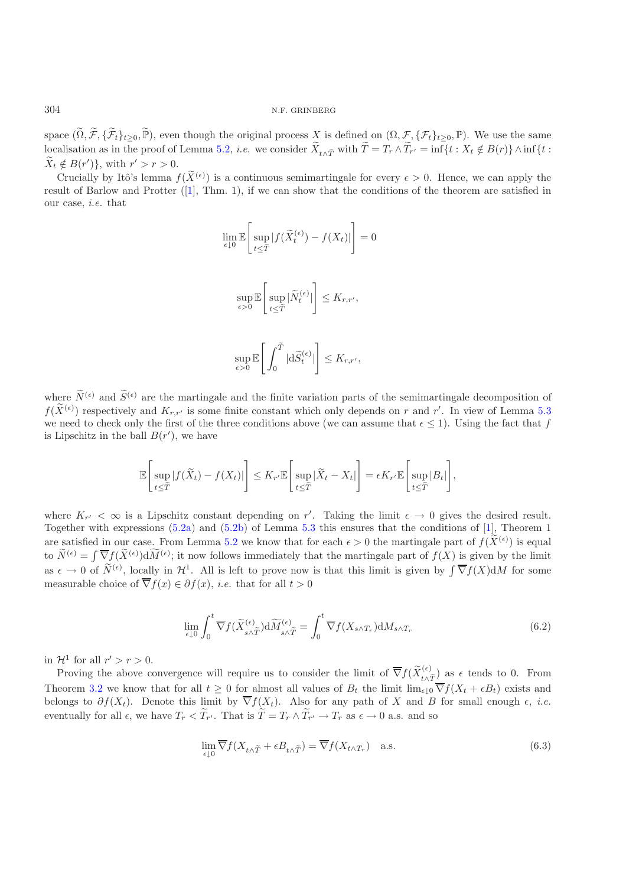space $(\widetilde{\Omega}, \widetilde{\mathcal{F}}, \{\widetilde{\mathcal{F}}_t\}_{t\geq 0}, \widetilde{\mathbb{P}})$, even though the original process $X$ is defined on $(\Omega, \mathcal{F}, \{\mathcal{F}_t\}_{t\geq 0}, \mathbb{P})$. We use the same localisation as in the proof of Lemma 5.2, *i.e.* we consider $\widetilde{X}_{t\wedge \widetilde{T}}$ with $\widetilde{T} = T_r \wedge \widetilde{T}_{r'} = \inf\{t : X_t \notin B(r)\} \wedge \inf\{t : \widetilde{X}_t \notin B(r')\}$, with $r' > r > 0$.

Crucially by Itô's lemma $f(\widetilde{X}^{(\epsilon)})$ is a continuous semimartingale for every $\epsilon > 0$. Hence, we can apply the result of Barlow and Protter ([1], Thm. 1), if we can show that the conditions of the theorem are satisfied in our case, *i.e.* that

$$\lim_{\epsilon\downarrow 0} \mathbb{E}\left[\sup_{t\leq \widetilde{T}} |f(\widetilde{X}_t^{(\epsilon)}) - f(X_t)|\right] = 0$$

$$\sup_{\epsilon>0} \mathbb{E}\left[\sup_{t\leq \widetilde{T}} |\widetilde{N}_t^{(\epsilon)}|\right] \leq K_{r,r'},$$

$$\sup_{\epsilon>0} \mathbb{E}\left[\int_0^{\widetilde{T}} |\mathrm{d}\widetilde{S}_t^{(\epsilon)}|\right] \leq K_{r,r'},$$

where $\widetilde{N}^{(\epsilon)}$ and $\widetilde{S}^{(\epsilon)}$ are the martingale and the finite variation parts of the semimartingale decomposition of $f(\widetilde{X}^{(\epsilon)})$ respectively and $K_{r,r'}$ is some finite constant which only depends on $r$ and $r'$. In view of Lemma 5.3 we need to check only the first of the three conditions above (we can assume that $\epsilon \leq 1$). Using the fact that $f$ is Lipschitz in the ball $B(r')$, we have

$$\mathbb{E}\left[\sup_{t\leq \widetilde{T}} |f(\widetilde{X}_t) - f(X_t)|\right] \leq K_{r'} \mathbb{E}\left[\sup_{t\leq \widetilde{T}} |\widetilde{X}_t - X_t|\right] = \epsilon K_{r'} \mathbb{E}\left[\sup_{t\leq \widetilde{T}} |B_t|\right],$$

where $K_{r'} < \infty$ is a Lipschitz constant depending on $r'$. Taking the limit $\epsilon \to 0$ gives the desired result. Together with expressions (5.2a) and (5.2b) of Lemma 5.3 this ensures that the conditions of [1], Theorem 1 are satisfied in our case. From Lemma 5.2 we know that for each $\epsilon > 0$ the martingale part of $f(\widetilde{X}^{(\epsilon)})$ is equal to $\widetilde{N}^{(\epsilon)} = \int \overline{\nabla} f(\widetilde{X}^{(\epsilon)}) \mathrm{d}\widetilde{M}^{(\epsilon)}$; it now follows immediately that the martingale part of $f(X)$ is given by the limit as $\epsilon \to 0$ of $\widetilde{N}^{(\epsilon)}$, locally in $\mathcal{H}^1$. All is left to prove now is that this limit is given by $\int \overline{\nabla} f(X) \mathrm{d}M$ for some measurable choice of $\overline{\nabla} f(x) \in \partial f(x)$, *i.e.* that for all $t > 0$

$$\lim_{\epsilon\downarrow 0} \int_0^t \overline{\nabla} f(\widetilde{X}_{s\wedge \widetilde{T}}^{(\epsilon)}) \mathrm{d}\widetilde{M}_{s\wedge \widetilde{T}}^{(\epsilon)} = \int_0^t \overline{\nabla} f(X_{s\wedge T_r}) \mathrm{d}M_{s\wedge T_r} \tag{6.2}$$

in $\mathcal{H}^1$ for all $r' > r > 0$.

Proving the above convergence will require us to consider the limit of $\overline{\nabla} f(\widetilde{X}_{t\wedge \widetilde{T}}^{(\epsilon)})$ as $\epsilon$ tends to 0. From Theorem 3.2 we know that for all $t \geq 0$ for almost all values of $B_t$ the limit $\lim_{\epsilon\downarrow 0} \overline{\nabla} f(X_t + \epsilon B_t)$ exists and belongs to $\partial f(X_t)$. Denote this limit by $\overline{\nabla} f(X_t)$. Also for any path of $X$ and $B$ for small enough $\epsilon$, *i.e.* eventually for all $\epsilon$, we have $T_r < \widetilde{T}_{r'}$. That is $\widetilde{T} = T_r \wedge \widetilde{T}_{r'} \to T_r$ as $\epsilon \to 0$ a.s. and so

$$\lim_{\epsilon\downarrow 0} \overline{\nabla} f(X_{t\wedge \widetilde{T}} + \epsilon B_{t\wedge \widetilde{T}}) = \overline{\nabla} f(X_{t\wedge T_r}) \quad \text{a.s.} \tag{6.3}$$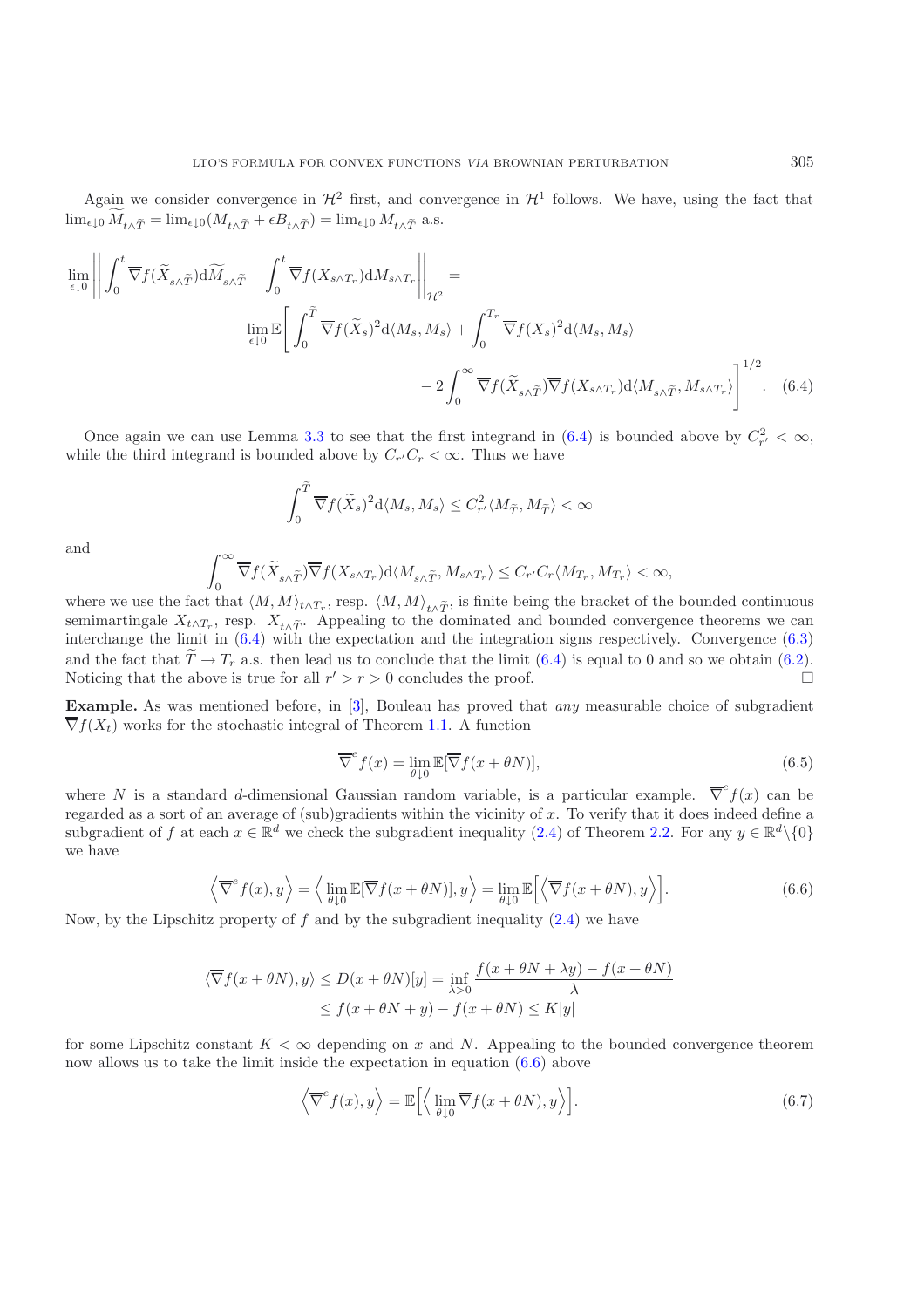Again we consider convergence in $\mathcal{H}^2$ first, and convergence in $\mathcal{H}^1$ follows. We have, using the fact that $\lim_{\epsilon\downarrow 0} \widetilde{M}_{t\wedge \widetilde{T}} = \lim_{\epsilon\downarrow 0}(M_{t\wedge \widetilde{T}} + \epsilon B_{t\wedge \widetilde{T}}) = \lim_{\epsilon\downarrow 0} M_{t\wedge \widetilde{T}}$ a.s.

$$
\begin{aligned}
\lim_{\epsilon\downarrow 0}\left|\left|\int_0^t \overline{\nabla} f(\widetilde{X}_{s\wedge\widetilde{T}})\mathrm{d}\widetilde{M}_{s\wedge\widetilde{T}} - \int_0^t \overline{\nabla} f(X_{s\wedge T_r})\mathrm{d}M_{s\wedge T_r}\right|\right|_{\mathcal{H}^2} = \\
\lim_{\epsilon\downarrow 0}\mathbb{E}\Bigg[\int_0^{\widetilde{T}} \overline{\nabla} f(\widetilde{X}_s)^2 \mathrm{d}\langle M_s, M_s\rangle + \int_0^{T_r} \overline{\nabla} f(X_s)^2 \mathrm{d}\langle M_s, M_s\rangle \\
- 2\int_0^\infty \overline{\nabla} f(\widetilde{X}_{s\wedge\widetilde{T}})\overline{\nabla} f(X_{s\wedge T_r})\mathrm{d}\langle M_{s\wedge\widetilde{T}}, M_{s\wedge T_r}\rangle\Bigg]^{1/2}. \quad (6.4)
\end{aligned}
$$

Once again we can use Lemma 3.3 to see that the first integrand in (6.4) is bounded above by $C_{r'}^2 < \infty$, while the third integrand is bounded above by $C_{r'}C_r < \infty$. Thus we have

$$
\int_0^{\widetilde{T}} \overline{\nabla} f(\widetilde{X}_s)^2 \mathrm{d}\langle M_s, M_s\rangle \le C_{r'}^2 \langle M_{\widetilde{T}}, M_{\widetilde{T}}\rangle < \infty
$$

and

$$
\int_0^\infty \overline{\nabla} f(\widetilde{X}_{s\wedge\widetilde{T}})\overline{\nabla} f(X_{s\wedge T_r})\mathrm{d}\langle M_{s\wedge\widetilde{T}}, M_{s\wedge T_r}\rangle \le C_{r'}C_r\langle M_{T_r}, M_{T_r}\rangle < \infty,
$$

where we use the fact that $\langle M, M\rangle_{t\wedge T_r}$, resp. $\langle M, M\rangle_{t\wedge\widetilde{T}}$, is finite being the bracket of the bounded continuous semimartingale $X_{t\wedge T_r}$, resp. $X_{t\wedge\widetilde{T}}$. Appealing to the dominated and bounded convergence theorems we can interchange the limit in (6.4) with the expectation and the integration signs respectively. Convergence (6.3) and the fact that $\widetilde{T} \to T_r$ a.s. then lead us to conclude that the limit (6.4) is equal to 0 and so we obtain (6.2). Noticing that the above is true for all $r' > r > 0$ concludes the proof. $\square$

**Example.** As was mentioned before, in [3], Bouleau has proved that *any* measurable choice of subgradient $\overline{\nabla} f(X_t)$ works for the stochastic integral of Theorem 1.1. A function

$$
\overline{\nabla}^e f(x) = \lim_{\theta\downarrow 0}\mathbb{E}[\overline{\nabla} f(x+\theta N)], \quad (6.5)
$$

where $N$ is a standard $d$-dimensional Gaussian random variable, is a particular example. $\overline{\nabla}^e f(x)$ can be regarded as a sort of an average of (sub)gradients within the vicinity of $x$. To verify that it does indeed define a subgradient of $f$ at each $x \in \mathbb{R}^d$ we check the subgradient inequality (2.4) of Theorem 2.2. For any $y \in \mathbb{R}^d\backslash\{0\}$ we have

$$
\left\langle \overline{\nabla}^e f(x), y\right\rangle = \left\langle \lim_{\theta\downarrow 0}\mathbb{E}[\overline{\nabla} f(x+\theta N)], y\right\rangle = \lim_{\theta\downarrow 0}\mathbb{E}\Big[\left\langle \overline{\nabla} f(x+\theta N), y\right\rangle\Big]. \quad (6.6)
$$

Now, by the Lipschitz property of $f$ and by the subgradient inequality (2.4) we have

$$
\begin{aligned}
\langle \overline{\nabla} f(x+\theta N), y\rangle \le D(x+\theta N)[y] &= \inf_{\lambda>0}\frac{f(x+\theta N+\lambda y) - f(x+\theta N)}{\lambda} \\
&\le f(x+\theta N+y) - f(x+\theta N) \le K|y|
\end{aligned}
$$

for some Lipschitz constant $K < \infty$ depending on $x$ and $N$. Appealing to the bounded convergence theorem now allows us to take the limit inside the expectation in equation (6.6) above

$$
\left\langle \overline{\nabla}^e f(x), y\right\rangle = \mathbb{E}\Big[\left\langle \lim_{\theta\downarrow 0}\overline{\nabla} f(x+\theta N), y\right\rangle\Big]. \quad (6.7)
$$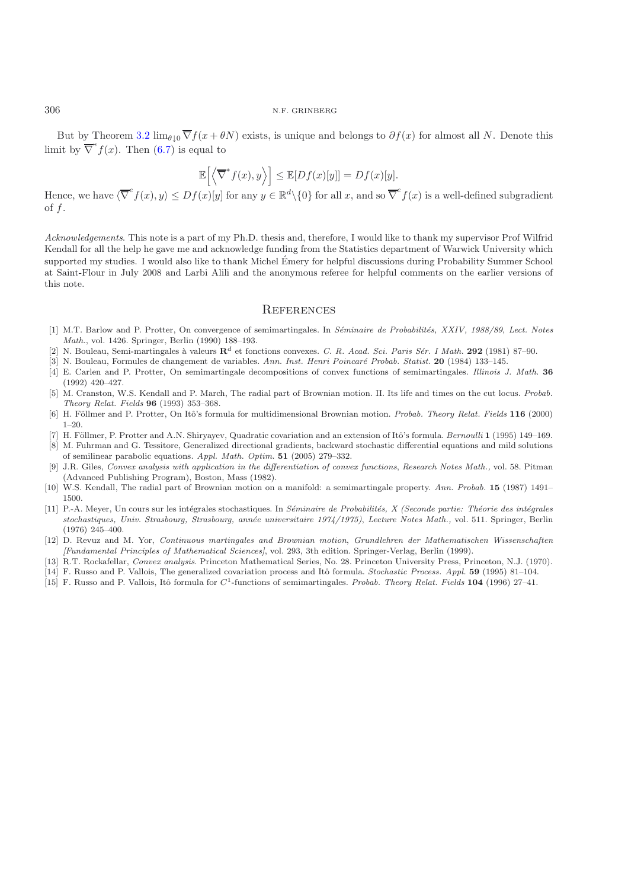But by Theorem 3.2 $\lim_{\theta\downarrow 0}\overline{\nabla} f(x+\theta N)$ exists, is unique and belongs to $\partial f(x)$ for almost all $N$. Denote this limit by $\overline{\nabla}^{*} f(x)$. Then (6.7) is equal to

$$\mathbb{E}\Big[\Big\langle\overline{\nabla}^{*} f(x), y\Big\rangle\Big] \leq \mathbb{E}[Df(x)[y]] = Df(x)[y].$$

Hence, we have $\langle\overline{\nabla}^{e} f(x), y\rangle \leq Df(x)[y]$ for any $y \in \mathbb{R}^d\backslash\{0\}$ for all $x$, and so $\overline{\nabla}^{e} f(x)$ is a well-defined subgradient of $f$.

*Acknowledgements*. This note is a part of my Ph.D. thesis and, therefore, I would like to thank my supervisor Prof Wilfrid Kendall for all the help he gave me and acknowledge funding from the Statistics department of Warwick University which supported my studies. I would also like to thank Michel Émery for helpful discussions during Probability Summer School at Saint-Flour in July 2008 and Larbi Alili and the anonymous referee for helpful comments on the earlier versions of this note.

## References

[1] M.T. Barlow and P. Protter, On convergence of semimartingales. In *Séminaire de Probabilités, XXIV, 1988/89*, *Lect. Notes Math.*, vol. 1426. Springer, Berlin (1990) 188–193.

[2] N. Bouleau, Semi-martingales à valeurs $\mathbf{R}^d$ et fonctions convexes. *C. R. Acad. Sci. Paris Sér. I Math.* **292** (1981) 87–90.

[3] N. Bouleau, Formules de changement de variables. *Ann. Inst. Henri Poincaré Probab. Statist.* **20** (1984) 133–145.

[4] E. Carlen and P. Protter, On semimartingale decompositions of convex functions of semimartingales. *Illinois J. Math.* **36** (1992) 420–427.

[5] M. Cranston, W.S. Kendall and P. March, The radial part of Brownian motion. II. Its life and times on the cut locus. *Probab. Theory Relat. Fields* **96** (1993) 353–368.

[6] H. Föllmer and P. Protter, On Itô's formula for multidimensional Brownian motion. *Probab. Theory Relat. Fields* **116** (2000) 1–20.

[7] H. Föllmer, P. Protter and A.N. Shiryayev, Quadratic covariation and an extension of Itô's formula. *Bernoulli* **1** (1995) 149–169.

[8] M. Fuhrman and G. Tessitore, Generalized directional gradients, backward stochastic differential equations and mild solutions of semilinear parabolic equations. *Appl. Math. Optim.* **51** (2005) 279–332.

[9] J.R. Giles, *Convex analysis with application in the differentiation of convex functions*, *Research Notes Math.*, vol. 58. Pitman (Advanced Publishing Program), Boston, Mass (1982).

[10] W.S. Kendall, The radial part of Brownian motion on a manifold: a semimartingale property. *Ann. Probab.* **15** (1987) 1491–1500.

[11] P.-A. Meyer, Un cours sur les intégrales stochastiques. In *Séminaire de Probabilités, X (Seconde partie: Théorie des intégrales stochastiques, Univ. Strasbourg, Strasbourg, année universitaire 1974/1975)*, *Lecture Notes Math.*, vol. 511. Springer, Berlin (1976) 245–400.

[12] D. Revuz and M. Yor, *Continuous martingales and Brownian motion*, *Grundlehren der Mathematischen Wissenschaften [Fundamental Principles of Mathematical Sciences]*, vol. 293, 3th edition. Springer-Verlag, Berlin (1999).

[13] R.T. Rockafellar, *Convex analysis*. Princeton Mathematical Series, No. 28. Princeton University Press, Princeton, N.J. (1970).

[14] F. Russo and P. Vallois, The generalized covariation process and Itô formula. *Stochastic Process. Appl.* **59** (1995) 81–104.

[15] F. Russo and P. Vallois, Itô formula for $C^1$-functions of semimartingales. *Probab. Theory Relat. Fields* **104** (1996) 27–41.